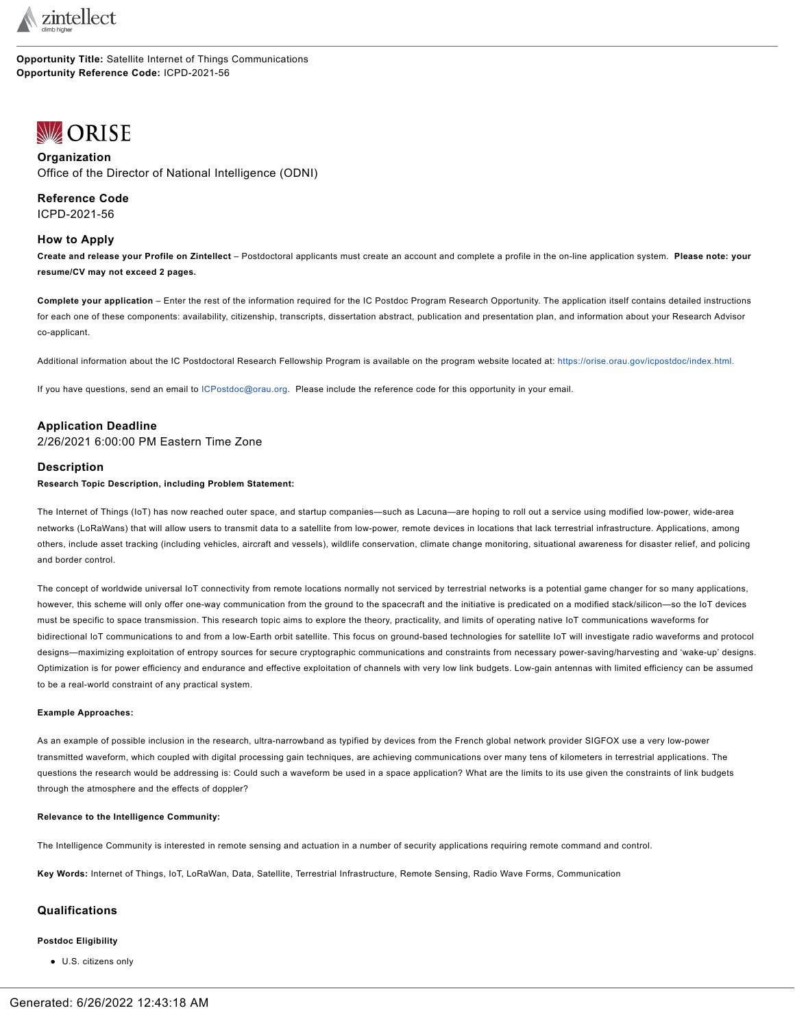**Opportunity Title:** Satellite Internet of Things Communications
**Opportunity Reference Code:** ICPD-2021-56

ORISE

## Organization

Office of the Director of National Intelligence (ODNI)

## Reference Code

ICPD-2021-56

## How to Apply

**Create and release your Profile on Zintellect** – Postdoctoral applicants must create an account and complete a profile in the on-line application system. **Please note: your resume/CV may not exceed 2 pages.**

**Complete your application** – Enter the rest of the information required for the IC Postdoc Program Research Opportunity. The application itself contains detailed instructions for each one of these components: availability, citizenship, transcripts, dissertation abstract, publication and presentation plan, and information about your Research Advisor co-applicant.

Additional information about the IC Postdoctoral Research Fellowship Program is available on the program website located at: https://orise.orau.gov/icpostdoc/index.html.

If you have questions, send an email to ICPostdoc@orau.org. Please include the reference code for this opportunity in your email.

## Application Deadline

2/26/2021 6:00:00 PM Eastern Time Zone

## Description

**Research Topic Description, including Problem Statement:**

The Internet of Things (IoT) has now reached outer space, and startup companies—such as Lacuna—are hoping to roll out a service using modified low-power, wide-area networks (LoRaWans) that will allow users to transmit data to a satellite from low-power, remote devices in locations that lack terrestrial infrastructure. Applications, among others, include asset tracking (including vehicles, aircraft and vessels), wildlife conservation, climate change monitoring, situational awareness for disaster relief, and policing and border control.

The concept of worldwide universal IoT connectivity from remote locations normally not serviced by terrestrial networks is a potential game changer for so many applications, however, this scheme will only offer one-way communication from the ground to the spacecraft and the initiative is predicated on a modified stack/silicon—so the IoT devices must be specific to space transmission. This research topic aims to explore the theory, practicality, and limits of operating native IoT communications waveforms for bidirectional IoT communications to and from a low-Earth orbit satellite. This focus on ground-based technologies for satellite IoT will investigate radio waveforms and protocol designs—maximizing exploitation of entropy sources for secure cryptographic communications and constraints from necessary power-saving/harvesting and 'wake-up' designs. Optimization is for power efficiency and endurance and effective exploitation of channels with very low link budgets. Low-gain antennas with limited efficiency can be assumed to be a real-world constraint of any practical system.

**Example Approaches:**

As an example of possible inclusion in the research, ultra-narrowband as typified by devices from the French global network provider SIGFOX use a very low-power transmitted waveform, which coupled with digital processing gain techniques, are achieving communications over many tens of kilometers in terrestrial applications. The questions the research would be addressing is: Could such a waveform be used in a space application? What are the limits to its use given the constraints of link budgets through the atmosphere and the effects of doppler?

**Relevance to the Intelligence Community:**

The Intelligence Community is interested in remote sensing and actuation in a number of security applications requiring remote command and control.

**Key Words:** Internet of Things, IoT, LoRaWan, Data, Satellite, Terrestrial Infrastructure, Remote Sensing, Radio Wave Forms, Communication

## Qualifications

**Postdoc Eligibility**

- U.S. citizens only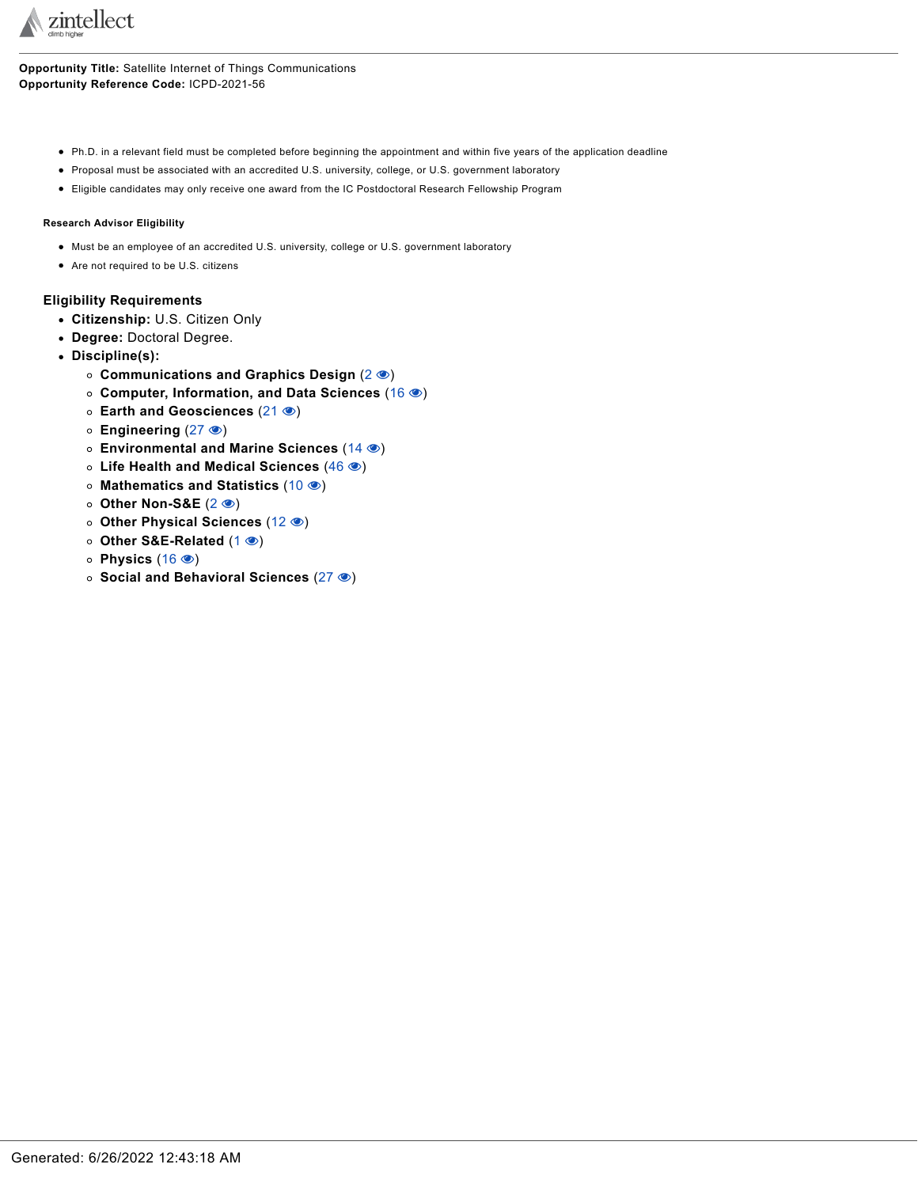- Ph.D. in a relevant field must be completed before beginning the appointment and within five years of the application deadline
- Proposal must be associated with an accredited U.S. university, college, or U.S. government laboratory
- Eligible candidates may only receive one award from the IC Postdoctoral Research Fellowship Program

#### Research Advisor Eligibility

- Must be an employee of an accredited U.S. university, college or U.S. government laboratory
- Are not required to be U.S. citizens

### Eligibility Requirements

- **Citizenship:** U.S. Citizen Only
- **Degree:** Doctoral Degree.
- **Discipline(s):**
  - **Communications and Graphics Design** (2)
  - **Computer, Information, and Data Sciences** (16)
  - **Earth and Geosciences** (21)
  - **Engineering** (27)
  - **Environmental and Marine Sciences** (14)
  - **Life Health and Medical Sciences** (46)
  - **Mathematics and Statistics** (10)
  - **Other Non-S&E** (2)
  - **Other Physical Sciences** (12)
  - **Other S&E-Related** (1)
  - **Physics** (16)
  - **Social and Behavioral Sciences** (27)